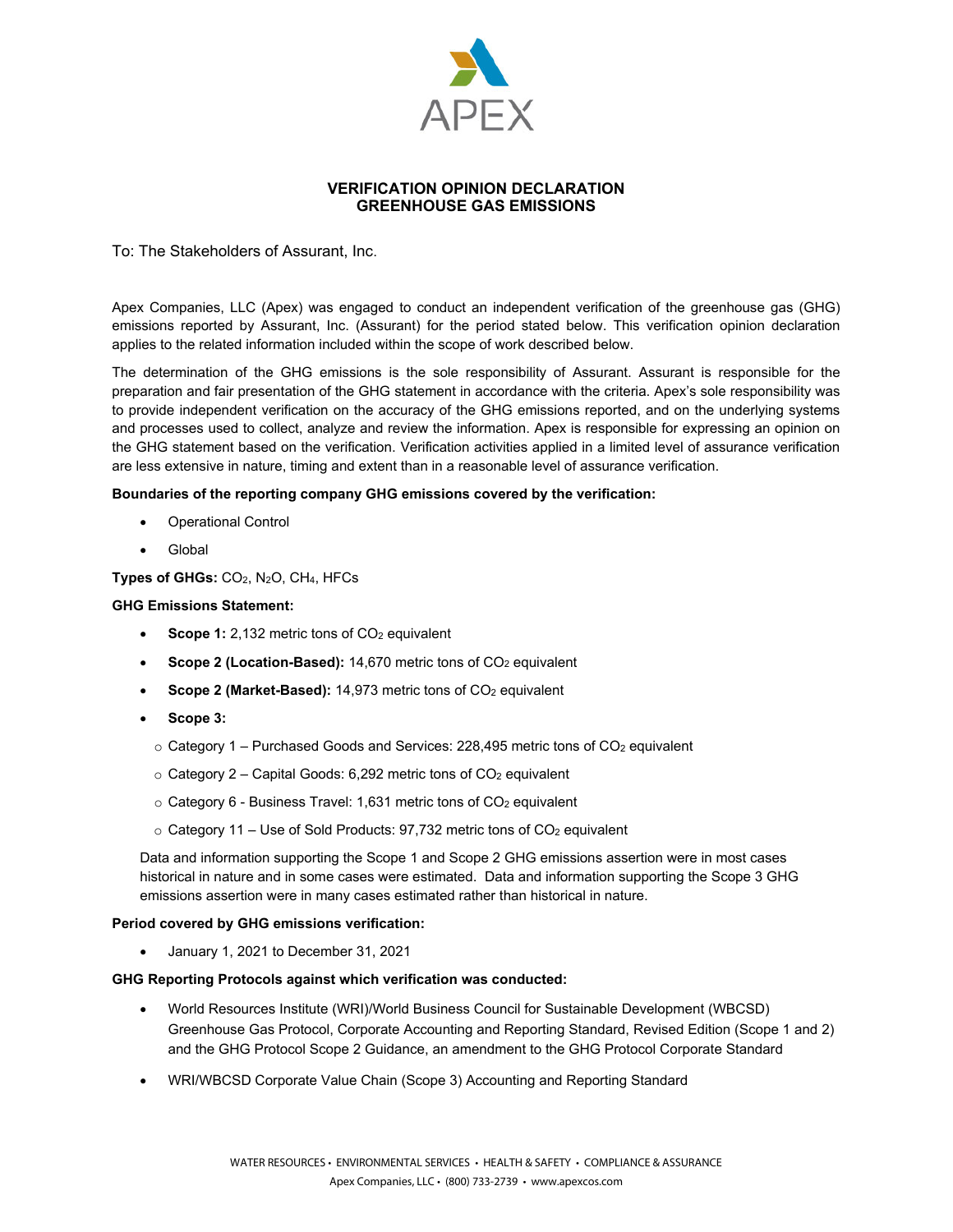APEX

# VERIFICATION OPINION DECLARATION
# GREENHOUSE GAS EMISSIONS

To: The Stakeholders of Assurant, Inc.

Apex Companies, LLC (Apex) was engaged to conduct an independent verification of the greenhouse gas (GHG) emissions reported by Assurant, Inc. (Assurant) for the period stated below. This verification opinion declaration applies to the related information included within the scope of work described below.

The determination of the GHG emissions is the sole responsibility of Assurant. Assurant is responsible for the preparation and fair presentation of the GHG statement in accordance with the criteria. Apex's sole responsibility was to provide independent verification on the accuracy of the GHG emissions reported, and on the underlying systems and processes used to collect, analyze and review the information. Apex is responsible for expressing an opinion on the GHG statement based on the verification. Verification activities applied in a limited level of assurance verification are less extensive in nature, timing and extent than in a reasonable level of assurance verification.

**Boundaries of the reporting company GHG emissions covered by the verification:**

- Operational Control
- Global

**Types of GHGs:** $CO_2$, $N_2O$, $CH_4$, HFCs

**GHG Emissions Statement:**

- **Scope 1:** 2,132 metric tons of $CO_2$ equivalent
- **Scope 2 (Location-Based):** 14,670 metric tons of $CO_2$ equivalent
- **Scope 2 (Market-Based):** 14,973 metric tons of $CO_2$ equivalent
- **Scope 3:**
  - Category 1 – Purchased Goods and Services: 228,495 metric tons of $CO_2$ equivalent
  - Category 2 – Capital Goods: 6,292 metric tons of $CO_2$ equivalent
  - Category 6 - Business Travel: 1,631 metric tons of $CO_2$ equivalent
  - Category 11 – Use of Sold Products: 97,732 metric tons of $CO_2$ equivalent

Data and information supporting the Scope 1 and Scope 2 GHG emissions assertion were in most cases historical in nature and in some cases were estimated. Data and information supporting the Scope 3 GHG emissions assertion were in many cases estimated rather than historical in nature.

**Period covered by GHG emissions verification:**

- January 1, 2021 to December 31, 2021

**GHG Reporting Protocols against which verification was conducted:**

- World Resources Institute (WRI)/World Business Council for Sustainable Development (WBCSD) Greenhouse Gas Protocol, Corporate Accounting and Reporting Standard, Revised Edition (Scope 1 and 2) and the GHG Protocol Scope 2 Guidance, an amendment to the GHG Protocol Corporate Standard
- WRI/WBCSD Corporate Value Chain (Scope 3) Accounting and Reporting Standard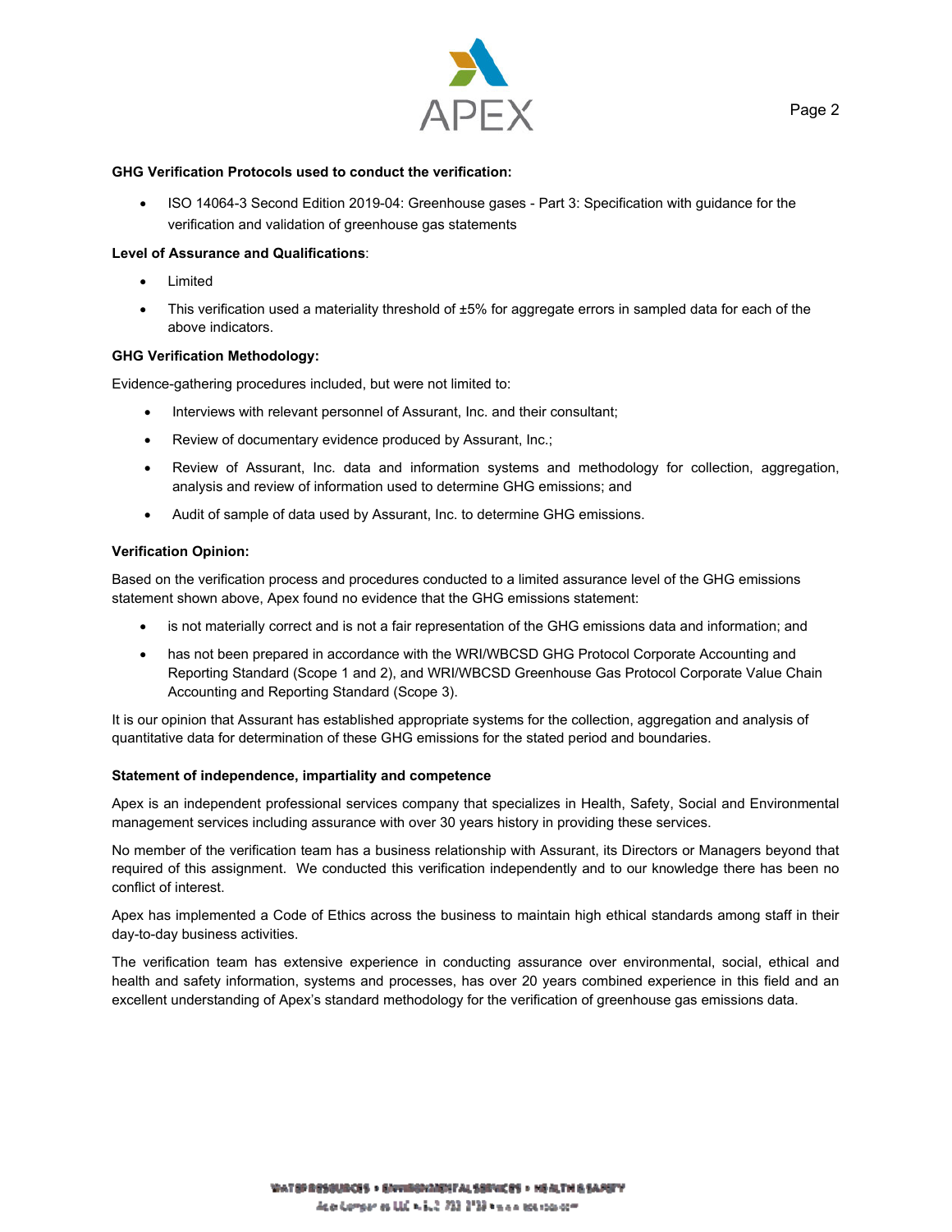**GHG Verification Protocols used to conduct the verification:**

- ISO 14064-3 Second Edition 2019-04: Greenhouse gases - Part 3: Specification with guidance for the verification and validation of greenhouse gas statements

**Level of Assurance and Qualifications**:

- Limited
- This verification used a materiality threshold of ±5% for aggregate errors in sampled data for each of the above indicators.

**GHG Verification Methodology:**

Evidence-gathering procedures included, but were not limited to:

- Interviews with relevant personnel of Assurant, Inc. and their consultant;
- Review of documentary evidence produced by Assurant, Inc.;
- Review of Assurant, Inc. data and information systems and methodology for collection, aggregation, analysis and review of information used to determine GHG emissions; and
- Audit of sample of data used by Assurant, Inc. to determine GHG emissions.

**Verification Opinion:**

Based on the verification process and procedures conducted to a limited assurance level of the GHG emissions statement shown above, Apex found no evidence that the GHG emissions statement:

- is not materially correct and is not a fair representation of the GHG emissions data and information; and
- has not been prepared in accordance with the WRI/WBCSD GHG Protocol Corporate Accounting and Reporting Standard (Scope 1 and 2), and WRI/WBCSD Greenhouse Gas Protocol Corporate Value Chain Accounting and Reporting Standard (Scope 3).

It is our opinion that Assurant has established appropriate systems for the collection, aggregation and analysis of quantitative data for determination of these GHG emissions for the stated period and boundaries.

**Statement of independence, impartiality and competence**

Apex is an independent professional services company that specializes in Health, Safety, Social and Environmental management services including assurance with over 30 years history in providing these services.

No member of the verification team has a business relationship with Assurant, its Directors or Managers beyond that required of this assignment. We conducted this verification independently and to our knowledge there has been no conflict of interest.

Apex has implemented a Code of Ethics across the business to maintain high ethical standards among staff in their day-to-day business activities.

The verification team has extensive experience in conducting assurance over environmental, social, ethical and health and safety information, systems and processes, has over 20 years combined experience in this field and an excellent understanding of Apex's standard methodology for the verification of greenhouse gas emissions data.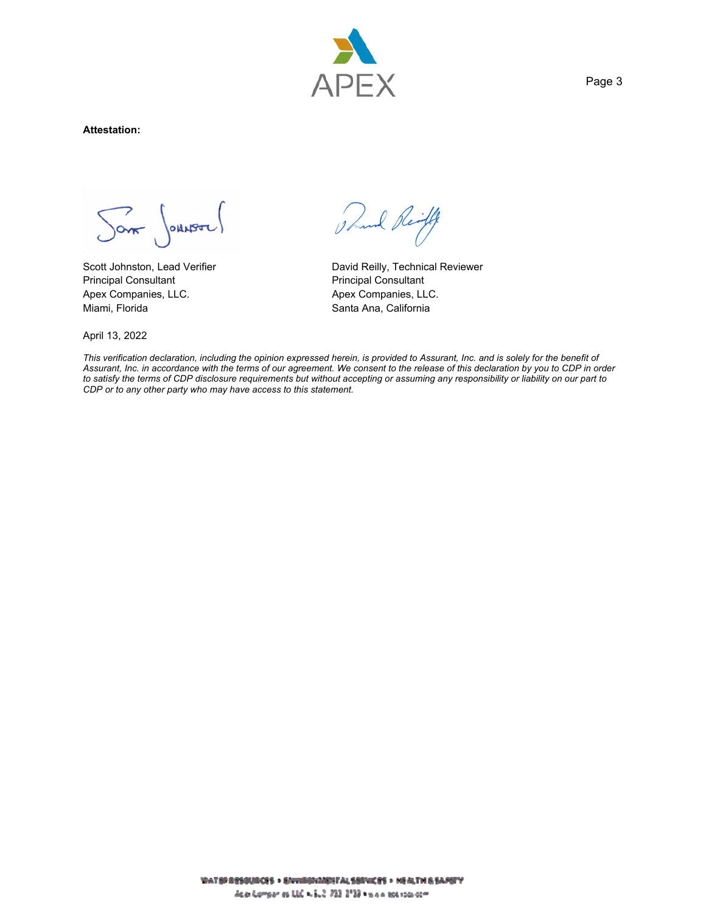**Attestation:**

| | |
|---|---|
| Scott Johnston, Lead Verifier | David Reilly, Technical Reviewer |
| Principal Consultant | Principal Consultant |
| Apex Companies, LLC. | Apex Companies, LLC. |
| Miami, Florida | Santa Ana, California |

April 13, 2022

*This verification declaration, including the opinion expressed herein, is provided to Assurant, Inc. and is solely for the benefit of Assurant, Inc. in accordance with the terms of our agreement. We consent to the release of this declaration by you to CDP in order to satisfy the terms of CDP disclosure requirements but without accepting or assuming any responsibility or liability on our part to CDP or to any other party who may have access to this statement.*